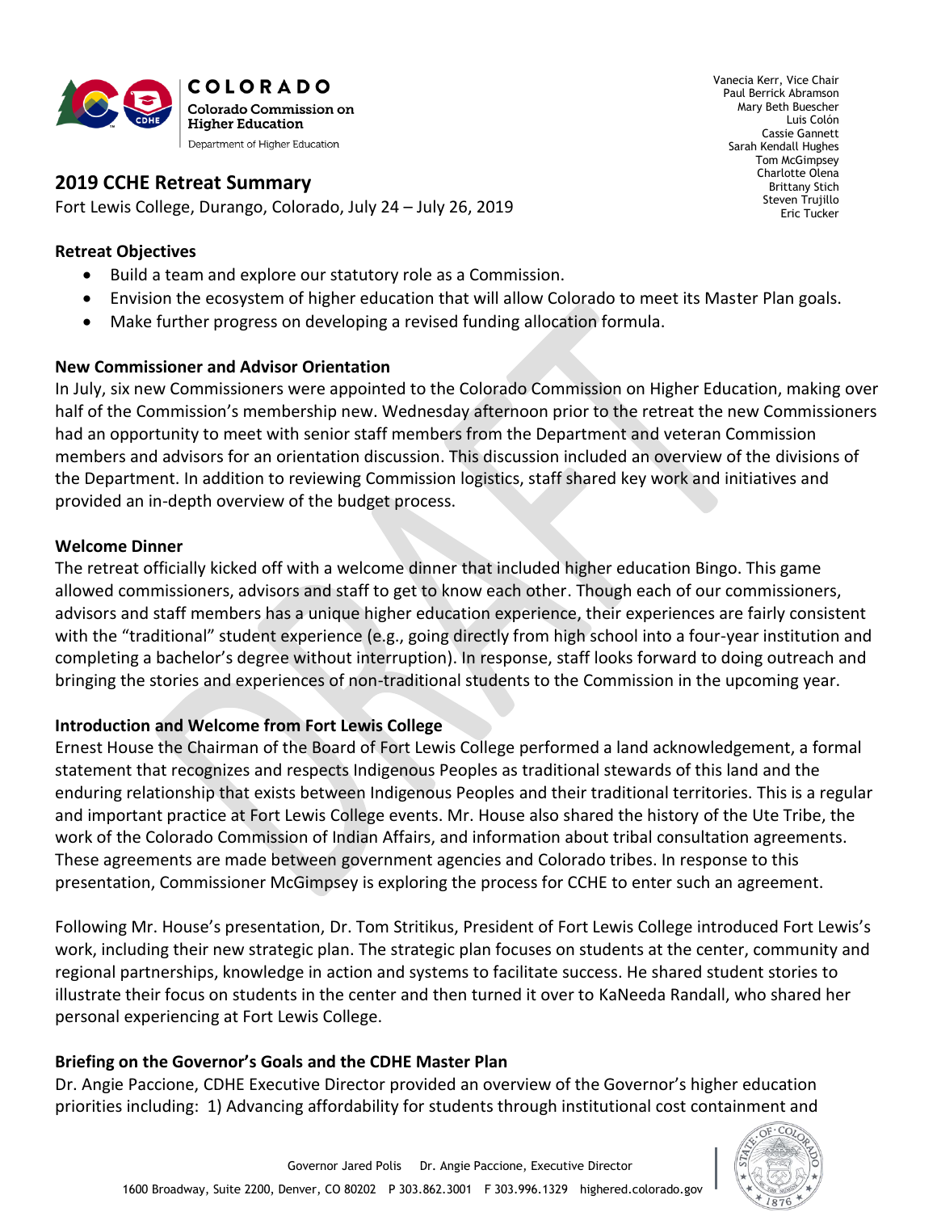COLORADO

Colorado Commission on Higher Education

Department of Higher Education

Vanecia Kerr, Vice Chair
Paul Berrick Abramson
Mary Beth Buescher
Luis Colón
Cassie Gannett
Sarah Kendall Hughes
Tom McGimpsey
Charlotte Olena
Brittany Stich
Steven Trujillo
Eric Tucker

# 2019 CCHE Retreat Summary

Fort Lewis College, Durango, Colorado, July 24 – July 26, 2019

**Retreat Objectives**

- Build a team and explore our statutory role as a Commission.
- Envision the ecosystem of higher education that will allow Colorado to meet its Master Plan goals.
- Make further progress on developing a revised funding allocation formula.

**New Commissioner and Advisor Orientation**

In July, six new Commissioners were appointed to the Colorado Commission on Higher Education, making over half of the Commission's membership new. Wednesday afternoon prior to the retreat the new Commissioners had an opportunity to meet with senior staff members from the Department and veteran Commission members and advisors for an orientation discussion. This discussion included an overview of the divisions of the Department. In addition to reviewing Commission logistics, staff shared key work and initiatives and provided an in-depth overview of the budget process.

**Welcome Dinner**

The retreat officially kicked off with a welcome dinner that included higher education Bingo. This game allowed commissioners, advisors and staff to get to know each other. Though each of our commissioners, advisors and staff members has a unique higher education experience, their experiences are fairly consistent with the "traditional" student experience (e.g., going directly from high school into a four-year institution and completing a bachelor's degree without interruption). In response, staff looks forward to doing outreach and bringing the stories and experiences of non-traditional students to the Commission in the upcoming year.

**Introduction and Welcome from Fort Lewis College**

Ernest House the Chairman of the Board of Fort Lewis College performed a land acknowledgement, a formal statement that recognizes and respects Indigenous Peoples as traditional stewards of this land and the enduring relationship that exists between Indigenous Peoples and their traditional territories. This is a regular and important practice at Fort Lewis College events. Mr. House also shared the history of the Ute Tribe, the work of the Colorado Commission of Indian Affairs, and information about tribal consultation agreements. These agreements are made between government agencies and Colorado tribes. In response to this presentation, Commissioner McGimpsey is exploring the process for CCHE to enter such an agreement.

Following Mr. House's presentation, Dr. Tom Stritikus, President of Fort Lewis College introduced Fort Lewis's work, including their new strategic plan. The strategic plan focuses on students at the center, community and regional partnerships, knowledge in action and systems to facilitate success. He shared student stories to illustrate their focus on students in the center and then turned it over to KaNeeda Randall, who shared her personal experiencing at Fort Lewis College.

**Briefing on the Governor's Goals and the CDHE Master Plan**

Dr. Angie Paccione, CDHE Executive Director provided an overview of the Governor's higher education priorities including: 1) Advancing affordability for students through institutional cost containment and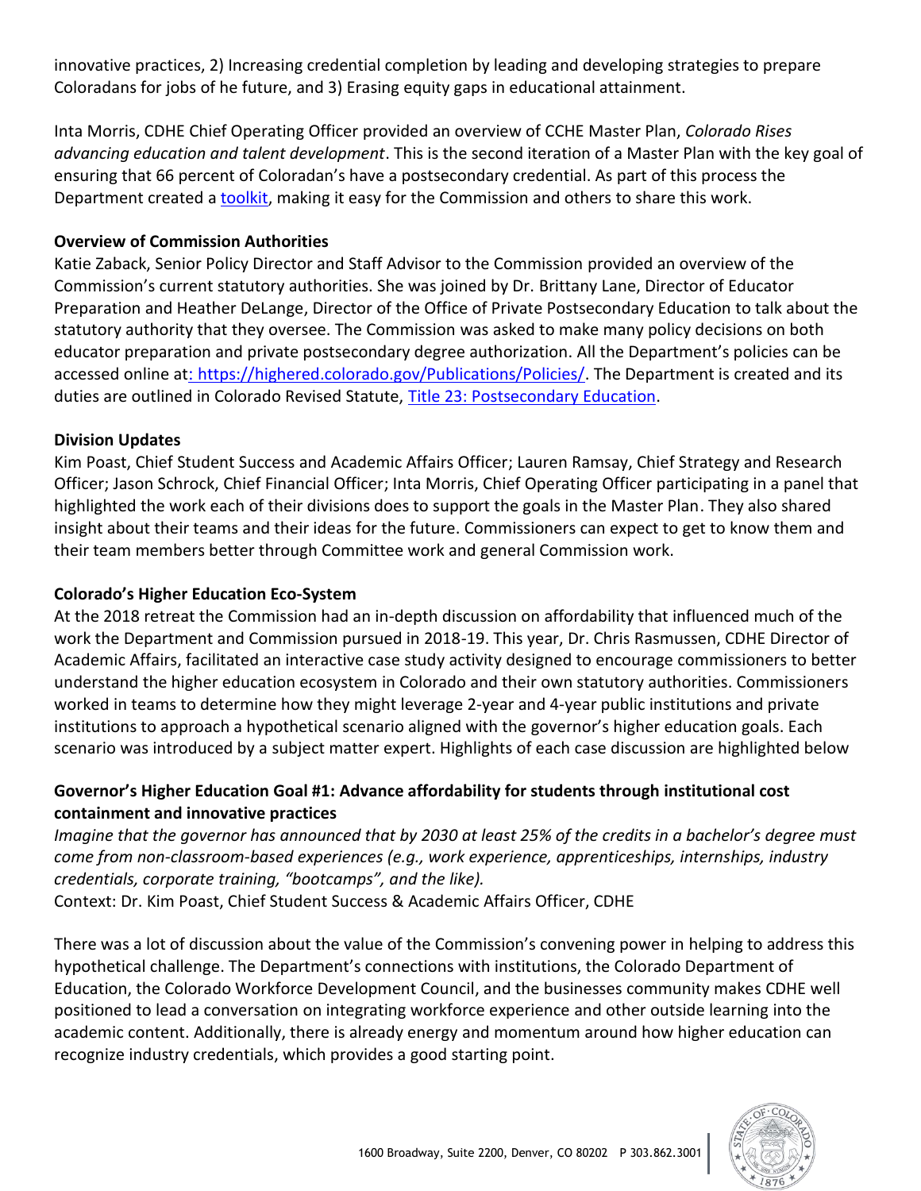innovative practices, 2) Increasing credential completion by leading and developing strategies to prepare Coloradans for jobs of he future, and 3) Erasing equity gaps in educational attainment.

Inta Morris, CDHE Chief Operating Officer provided an overview of CCHE Master Plan, *Colorado Rises advancing education and talent development*. This is the second iteration of a Master Plan with the key goal of ensuring that 66 percent of Coloradan's have a postsecondary credential. As part of this process the Department created a toolkit, making it easy for the Commission and others to share this work.

**Overview of Commission Authorities**

Katie Zaback, Senior Policy Director and Staff Advisor to the Commission provided an overview of the Commission's current statutory authorities. She was joined by Dr. Brittany Lane, Director of Educator Preparation and Heather DeLange, Director of the Office of Private Postsecondary Education to talk about the statutory authority that they oversee. The Commission was asked to make many policy decisions on both educator preparation and private postsecondary degree authorization. All the Department's policies can be accessed online at: https://highered.colorado.gov/Publications/Policies/. The Department is created and its duties are outlined in Colorado Revised Statute, Title 23: Postsecondary Education.

**Division Updates**

Kim Poast, Chief Student Success and Academic Affairs Officer; Lauren Ramsay, Chief Strategy and Research Officer; Jason Schrock, Chief Financial Officer; Inta Morris, Chief Operating Officer participating in a panel that highlighted the work each of their divisions does to support the goals in the Master Plan. They also shared insight about their teams and their ideas for the future. Commissioners can expect to get to know them and their team members better through Committee work and general Commission work.

**Colorado's Higher Education Eco-System**

At the 2018 retreat the Commission had an in-depth discussion on affordability that influenced much of the work the Department and Commission pursued in 2018-19. This year, Dr. Chris Rasmussen, CDHE Director of Academic Affairs, facilitated an interactive case study activity designed to encourage commissioners to better understand the higher education ecosystem in Colorado and their own statutory authorities. Commissioners worked in teams to determine how they might leverage 2-year and 4-year public institutions and private institutions to approach a hypothetical scenario aligned with the governor's higher education goals. Each scenario was introduced by a subject matter expert. Highlights of each case discussion are highlighted below

**Governor's Higher Education Goal #1: Advance affordability for students through institutional cost containment and innovative practices**

*Imagine that the governor has announced that by 2030 at least 25% of the credits in a bachelor's degree must come from non-classroom-based experiences (e.g., work experience, apprenticeships, internships, industry credentials, corporate training, "bootcamps", and the like).*

Context: Dr. Kim Poast, Chief Student Success & Academic Affairs Officer, CDHE

There was a lot of discussion about the value of the Commission's convening power in helping to address this hypothetical challenge. The Department's connections with institutions, the Colorado Department of Education, the Colorado Workforce Development Council, and the businesses community makes CDHE well positioned to lead a conversation on integrating workforce experience and other outside learning into the academic content. Additionally, there is already energy and momentum around how higher education can recognize industry credentials, which provides a good starting point.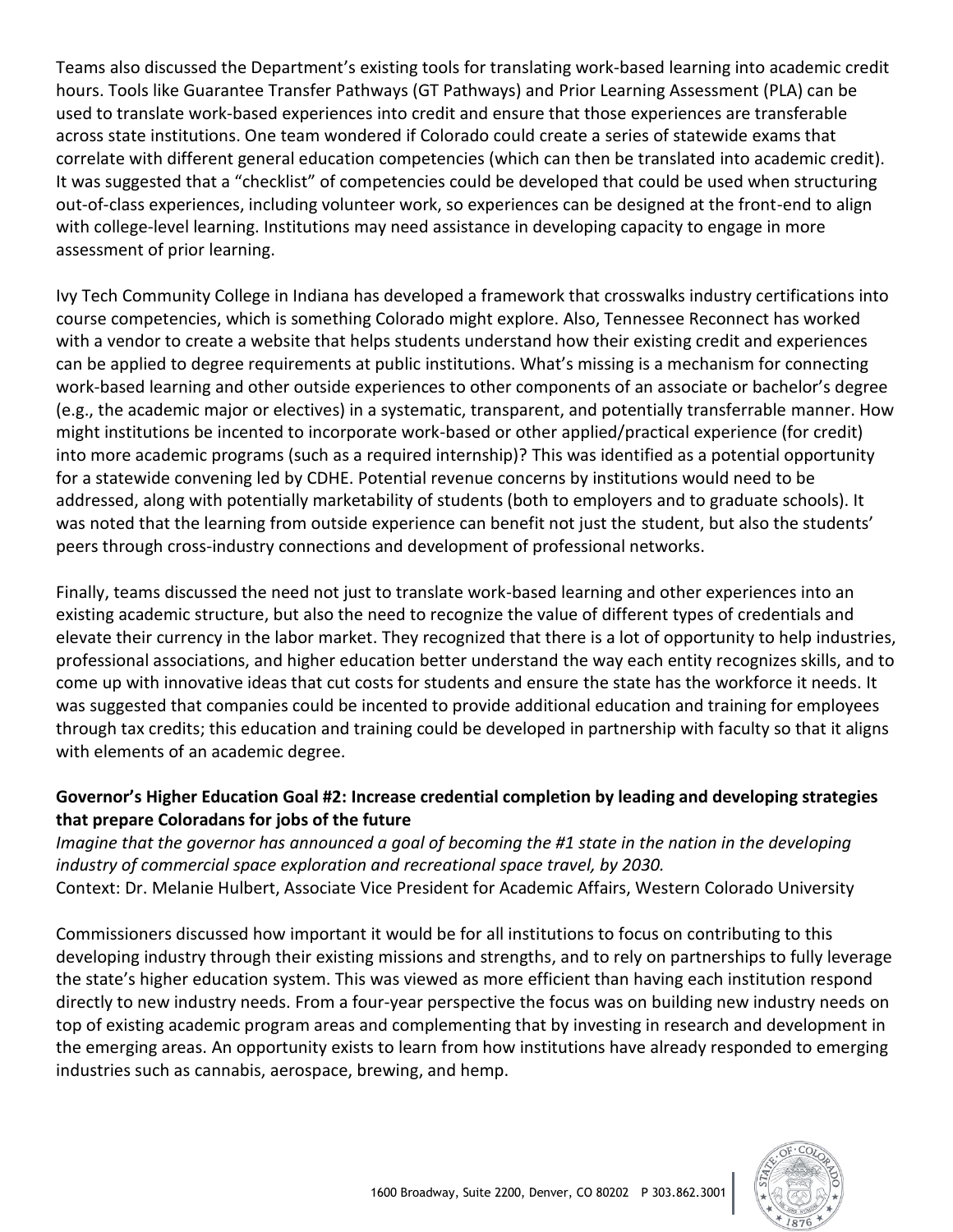Teams also discussed the Department's existing tools for translating work-based learning into academic credit hours. Tools like Guarantee Transfer Pathways (GT Pathways) and Prior Learning Assessment (PLA) can be used to translate work-based experiences into credit and ensure that those experiences are transferable across state institutions. One team wondered if Colorado could create a series of statewide exams that correlate with different general education competencies (which can then be translated into academic credit). It was suggested that a "checklist" of competencies could be developed that could be used when structuring out-of-class experiences, including volunteer work, so experiences can be designed at the front-end to align with college-level learning. Institutions may need assistance in developing capacity to engage in more assessment of prior learning.

Ivy Tech Community College in Indiana has developed a framework that crosswalks industry certifications into course competencies, which is something Colorado might explore. Also, Tennessee Reconnect has worked with a vendor to create a website that helps students understand how their existing credit and experiences can be applied to degree requirements at public institutions. What's missing is a mechanism for connecting work-based learning and other outside experiences to other components of an associate or bachelor's degree (e.g., the academic major or electives) in a systematic, transparent, and potentially transferrable manner. How might institutions be incented to incorporate work-based or other applied/practical experience (for credit) into more academic programs (such as a required internship)? This was identified as a potential opportunity for a statewide convening led by CDHE. Potential revenue concerns by institutions would need to be addressed, along with potentially marketability of students (both to employers and to graduate schools). It was noted that the learning from outside experience can benefit not just the student, but also the students' peers through cross-industry connections and development of professional networks.

Finally, teams discussed the need not just to translate work-based learning and other experiences into an existing academic structure, but also the need to recognize the value of different types of credentials and elevate their currency in the labor market. They recognized that there is a lot of opportunity to help industries, professional associations, and higher education better understand the way each entity recognizes skills, and to come up with innovative ideas that cut costs for students and ensure the state has the workforce it needs. It was suggested that companies could be incented to provide additional education and training for employees through tax credits; this education and training could be developed in partnership with faculty so that it aligns with elements of an academic degree.

**Governor's Higher Education Goal #2: Increase credential completion by leading and developing strategies that prepare Coloradans for jobs of the future**

*Imagine that the governor has announced a goal of becoming the #1 state in the nation in the developing industry of commercial space exploration and recreational space travel, by 2030.*

Context: Dr. Melanie Hulbert, Associate Vice President for Academic Affairs, Western Colorado University

Commissioners discussed how important it would be for all institutions to focus on contributing to this developing industry through their existing missions and strengths, and to rely on partnerships to fully leverage the state's higher education system. This was viewed as more efficient than having each institution respond directly to new industry needs. From a four-year perspective the focus was on building new industry needs on top of existing academic program areas and complementing that by investing in research and development in the emerging areas. An opportunity exists to learn from how institutions have already responded to emerging industries such as cannabis, aerospace, brewing, and hemp.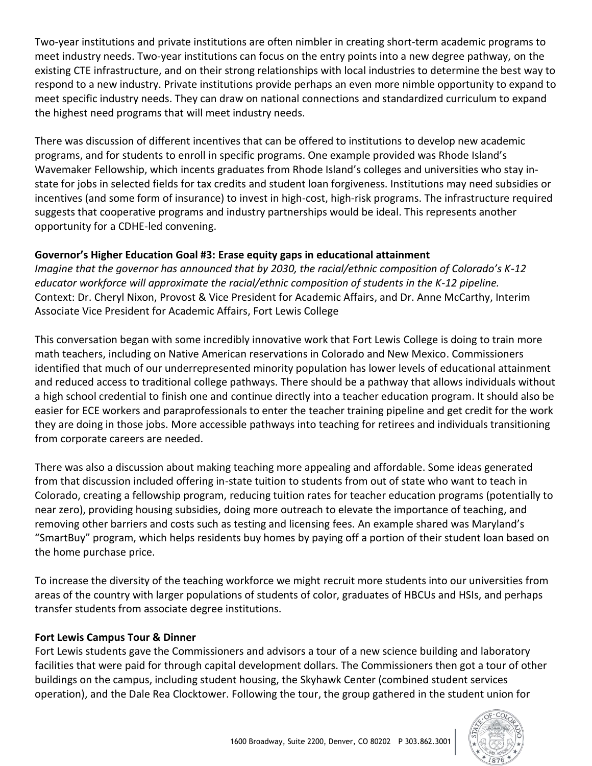Two-year institutions and private institutions are often nimbler in creating short-term academic programs to meet industry needs. Two-year institutions can focus on the entry points into a new degree pathway, on the existing CTE infrastructure, and on their strong relationships with local industries to determine the best way to respond to a new industry. Private institutions provide perhaps an even more nimble opportunity to expand to meet specific industry needs. They can draw on national connections and standardized curriculum to expand the highest need programs that will meet industry needs.

There was discussion of different incentives that can be offered to institutions to develop new academic programs, and for students to enroll in specific programs. One example provided was Rhode Island's Wavemaker Fellowship, which incents graduates from Rhode Island's colleges and universities who stay in-state for jobs in selected fields for tax credits and student loan forgiveness. Institutions may need subsidies or incentives (and some form of insurance) to invest in high-cost, high-risk programs. The infrastructure required suggests that cooperative programs and industry partnerships would be ideal. This represents another opportunity for a CDHE-led convening.

**Governor's Higher Education Goal #3: Erase equity gaps in educational attainment**
*Imagine that the governor has announced that by 2030, the racial/ethnic composition of Colorado's K-12 educator workforce will approximate the racial/ethnic composition of students in the K-12 pipeline.*
Context: Dr. Cheryl Nixon, Provost & Vice President for Academic Affairs, and Dr. Anne McCarthy, Interim Associate Vice President for Academic Affairs, Fort Lewis College

This conversation began with some incredibly innovative work that Fort Lewis College is doing to train more math teachers, including on Native American reservations in Colorado and New Mexico. Commissioners identified that much of our underrepresented minority population has lower levels of educational attainment and reduced access to traditional college pathways. There should be a pathway that allows individuals without a high school credential to finish one and continue directly into a teacher education program. It should also be easier for ECE workers and paraprofessionals to enter the teacher training pipeline and get credit for the work they are doing in those jobs. More accessible pathways into teaching for retirees and individuals transitioning from corporate careers are needed.

There was also a discussion about making teaching more appealing and affordable. Some ideas generated from that discussion included offering in-state tuition to students from out of state who want to teach in Colorado, creating a fellowship program, reducing tuition rates for teacher education programs (potentially to near zero), providing housing subsidies, doing more outreach to elevate the importance of teaching, and removing other barriers and costs such as testing and licensing fees. An example shared was Maryland's "SmartBuy" program, which helps residents buy homes by paying off a portion of their student loan based on the home purchase price.

To increase the diversity of the teaching workforce we might recruit more students into our universities from areas of the country with larger populations of students of color, graduates of HBCUs and HSIs, and perhaps transfer students from associate degree institutions.

**Fort Lewis Campus Tour & Dinner**
Fort Lewis students gave the Commissioners and advisors a tour of a new science building and laboratory facilities that were paid for through capital development dollars. The Commissioners then got a tour of other buildings on the campus, including student housing, the Skyhawk Center (combined student services operation), and the Dale Rea Clocktower. Following the tour, the group gathered in the student union for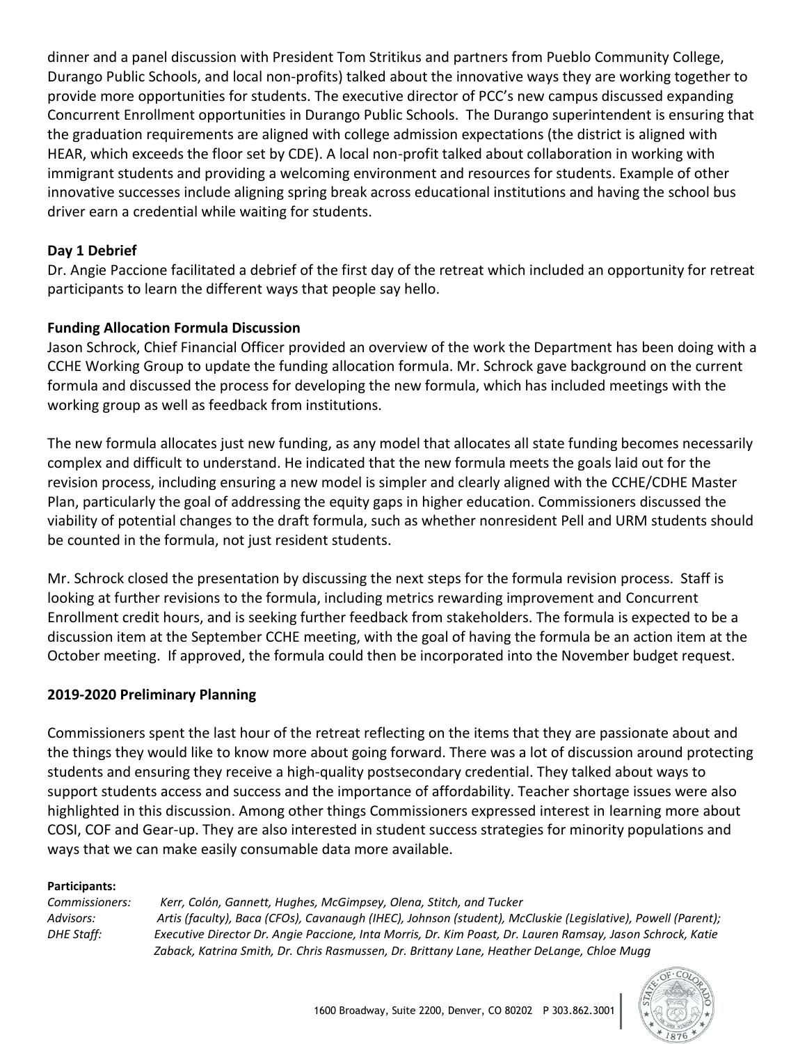dinner and a panel discussion with President Tom Stritikus and partners from Pueblo Community College, Durango Public Schools, and local non-profits) talked about the innovative ways they are working together to provide more opportunities for students. The executive director of PCC's new campus discussed expanding Concurrent Enrollment opportunities in Durango Public Schools. The Durango superintendent is ensuring that the graduation requirements are aligned with college admission expectations (the district is aligned with HEAR, which exceeds the floor set by CDE). A local non-profit talked about collaboration in working with immigrant students and providing a welcoming environment and resources for students. Example of other innovative successes include aligning spring break across educational institutions and having the school bus driver earn a credential while waiting for students.

**Day 1 Debrief**

Dr. Angie Paccione facilitated a debrief of the first day of the retreat which included an opportunity for retreat participants to learn the different ways that people say hello.

**Funding Allocation Formula Discussion**

Jason Schrock, Chief Financial Officer provided an overview of the work the Department has been doing with a CCHE Working Group to update the funding allocation formula. Mr. Schrock gave background on the current formula and discussed the process for developing the new formula, which has included meetings with the working group as well as feedback from institutions.

The new formula allocates just new funding, as any model that allocates all state funding becomes necessarily complex and difficult to understand. He indicated that the new formula meets the goals laid out for the revision process, including ensuring a new model is simpler and clearly aligned with the CCHE/CDHE Master Plan, particularly the goal of addressing the equity gaps in higher education. Commissioners discussed the viability of potential changes to the draft formula, such as whether nonresident Pell and URM students should be counted in the formula, not just resident students.

Mr. Schrock closed the presentation by discussing the next steps for the formula revision process. Staff is looking at further revisions to the formula, including metrics rewarding improvement and Concurrent Enrollment credit hours, and is seeking further feedback from stakeholders. The formula is expected to be a discussion item at the September CCHE meeting, with the goal of having the formula be an action item at the October meeting. If approved, the formula could then be incorporated into the November budget request.

**2019-2020 Preliminary Planning**

Commissioners spent the last hour of the retreat reflecting on the items that they are passionate about and the things they would like to know more about going forward. There was a lot of discussion around protecting students and ensuring they receive a high-quality postsecondary credential. They talked about ways to support students access and success and the importance of affordability. Teacher shortage issues were also highlighted in this discussion. Among other things Commissioners expressed interest in learning more about COSI, COF and Gear-up. They are also interested in student success strategies for minority populations and ways that we can make easily consumable data more available.

**Participants:**

*Commissioners:* *Kerr, Colón, Gannett, Hughes, McGimpsey, Olena, Stitch, and Tucker*

*Advisors:* *Artis (faculty), Baca (CFOs), Cavanaugh (IHEC), Johnson (student), McCluskie (Legislative), Powell (Parent);*

*DHE Staff:* *Executive Director Dr. Angie Paccione, Inta Morris, Dr. Kim Poast, Dr. Lauren Ramsay, Jason Schrock, Katie Zaback, Katrina Smith, Dr. Chris Rasmussen, Dr. Brittany Lane, Heather DeLange, Chloe Mugg*